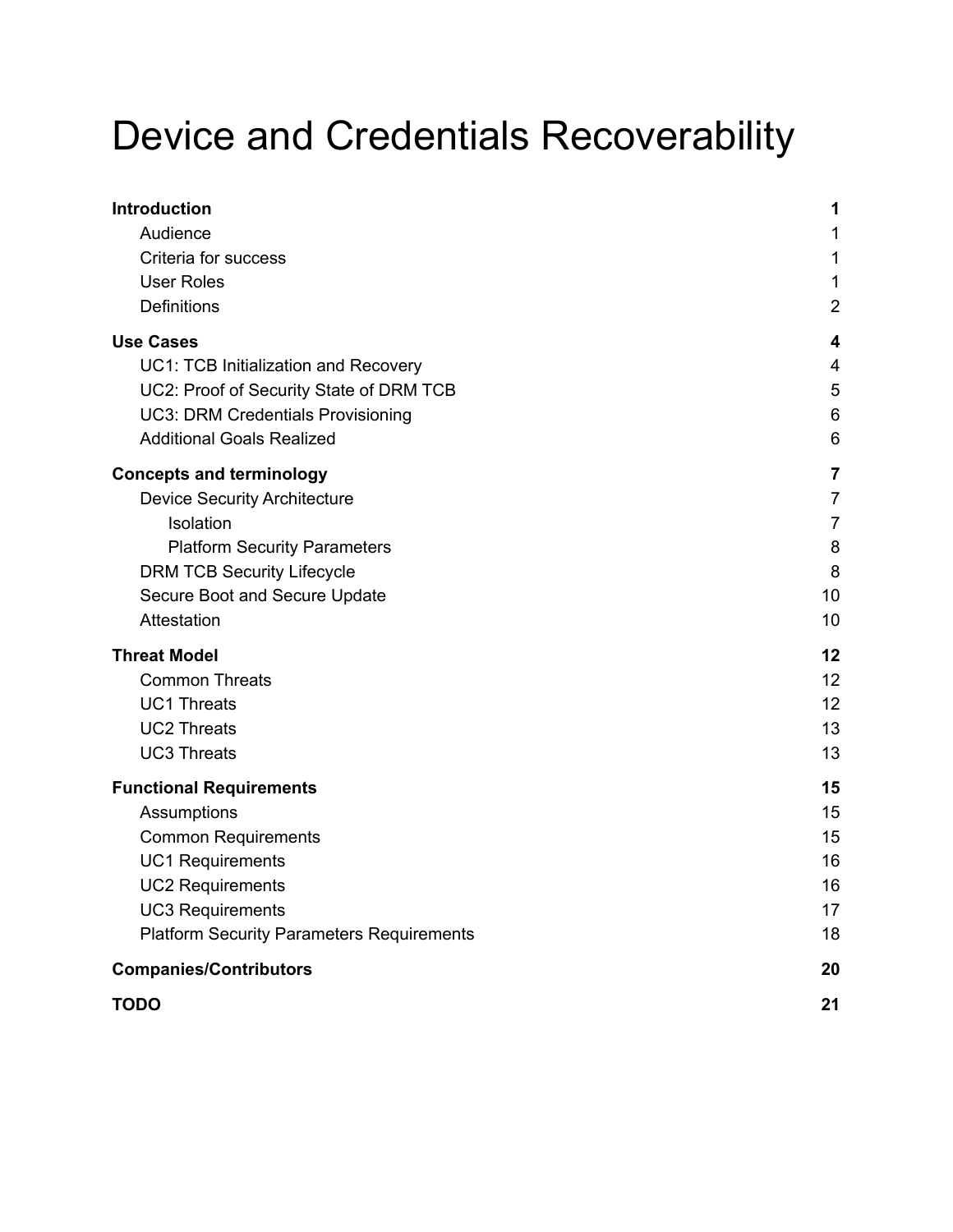# Device and Credentials Recoverability

**Introduction** **1**
- Audience 1
- Criteria for success 1
- User Roles 1
- Definitions 2

**Use Cases** **4**
- UC1: TCB Initialization and Recovery 4
- UC2: Proof of Security State of DRM TCB 5
- UC3: DRM Credentials Provisioning 6
- Additional Goals Realized 6

**Concepts and terminology** **7**
- Device Security Architecture 7
  - Isolation 7
  - Platform Security Parameters 8
- DRM TCB Security Lifecycle 8
- Secure Boot and Secure Update 10
- Attestation 10

**Threat Model** **12**
- Common Threats 12
- UC1 Threats 12
- UC2 Threats 13
- UC3 Threats 13

**Functional Requirements** **15**
- Assumptions 15
- Common Requirements 15
- UC1 Requirements 16
- UC2 Requirements 16
- UC3 Requirements 17
- Platform Security Parameters Requirements 18

**Companies/Contributors** **20**

**TODO** **21**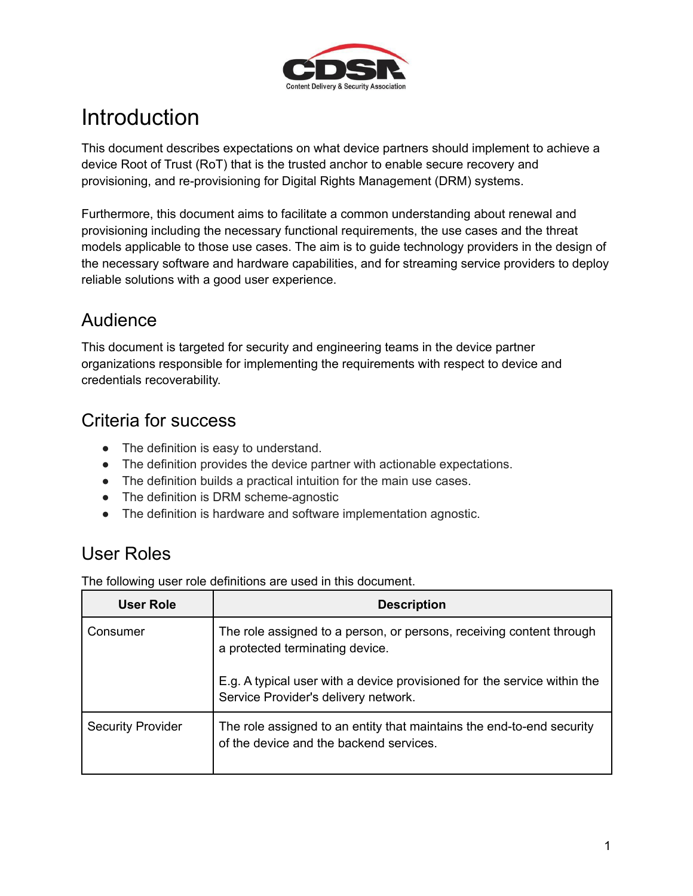# Introduction

This document describes expectations on what device partners should implement to achieve a device Root of Trust (RoT) that is the trusted anchor to enable secure recovery and provisioning, and re-provisioning for Digital Rights Management (DRM) systems.

Furthermore, this document aims to facilitate a common understanding about renewal and provisioning including the necessary functional requirements, the use cases and the threat models applicable to those use cases. The aim is to guide technology providers in the design of the necessary software and hardware capabilities, and for streaming service providers to deploy reliable solutions with a good user experience.

## Audience

This document is targeted for security and engineering teams in the device partner organizations responsible for implementing the requirements with respect to device and credentials recoverability.

## Criteria for success

- The definition is easy to understand.
- The definition provides the device partner with actionable expectations.
- The definition builds a practical intuition for the main use cases.
- The definition is DRM scheme-agnostic
- The definition is hardware and software implementation agnostic.

## User Roles

The following user role definitions are used in this document.

| User Role | Description |
|---|---|
| Consumer | The role assigned to a person, or persons, receiving content through a protected terminating device.<br><br>E.g. A typical user with a device provisioned for the service within the Service Provider's delivery network. |
| Security Provider | The role assigned to an entity that maintains the end-to-end security of the device and the backend services. |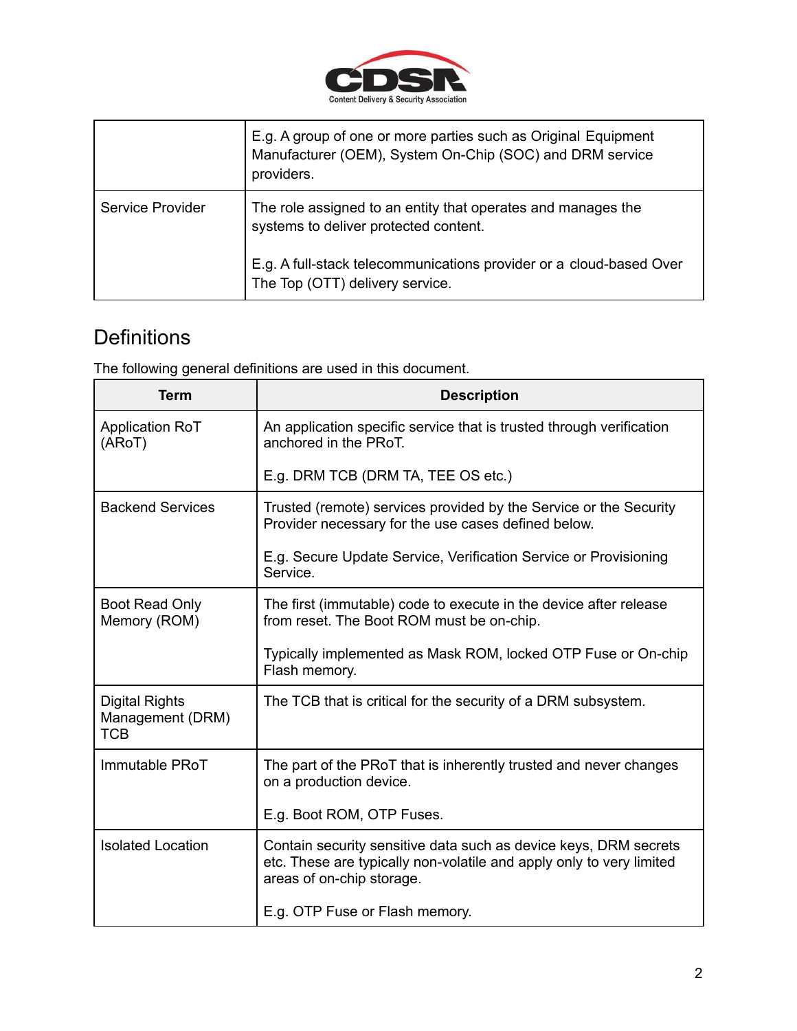| | |
|---|---|
| | E.g. A group of one or more parties such as Original Equipment Manufacturer (OEM), System On-Chip (SOC) and DRM service providers. |
| Service Provider | The role assigned to an entity that operates and manages the systems to deliver protected content.<br><br>E.g. A full-stack telecommunications provider or a cloud-based Over The Top (OTT) delivery service. |

## Definitions

The following general definitions are used in this document.

| Term | Description |
|---|---|
| Application RoT (ARoT) | An application specific service that is trusted through verification anchored in the PRoT.<br><br>E.g. DRM TCB (DRM TA, TEE OS etc.) |
| Backend Services | Trusted (remote) services provided by the Service or the Security Provider necessary for the use cases defined below.<br><br>E.g. Secure Update Service, Verification Service or Provisioning Service. |
| Boot Read Only Memory (ROM) | The first (immutable) code to execute in the device after release from reset. The Boot ROM must be on-chip.<br><br>Typically implemented as Mask ROM, locked OTP Fuse or On-chip Flash memory. |
| Digital Rights Management (DRM) TCB | The TCB that is critical for the security of a DRM subsystem. |
| Immutable PRoT | The part of the PRoT that is inherently trusted and never changes on a production device.<br><br>E.g. Boot ROM, OTP Fuses. |
| Isolated Location | Contain security sensitive data such as device keys, DRM secrets etc. These are typically non-volatile and apply only to very limited areas of on-chip storage.<br><br>E.g. OTP Fuse or Flash memory. |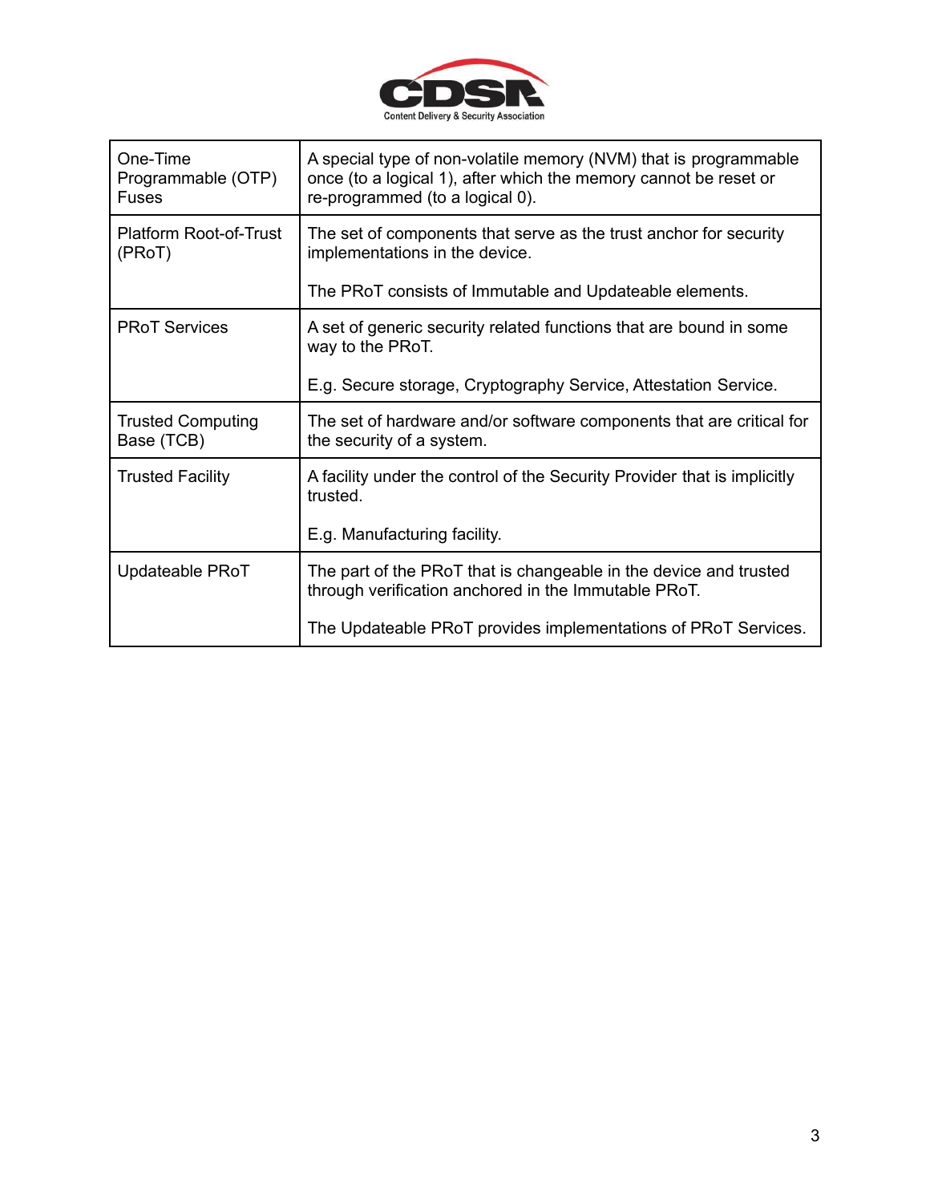| | |
|---|---|
| One-Time Programmable (OTP) Fuses | A special type of non-volatile memory (NVM) that is programmable once (to a logical 1), after which the memory cannot be reset or re-programmed (to a logical 0). |
| Platform Root-of-Trust (PRoT) | The set of components that serve as the trust anchor for security implementations in the device.<br><br>The PRoT consists of Immutable and Updateable elements. |
| PRoT Services | A set of generic security related functions that are bound in some way to the PRoT.<br><br>E.g. Secure storage, Cryptography Service, Attestation Service. |
| Trusted Computing Base (TCB) | The set of hardware and/or software components that are critical for the security of a system. |
| Trusted Facility | A facility under the control of the Security Provider that is implicitly trusted.<br><br>E.g. Manufacturing facility. |
| Updateable PRoT | The part of the PRoT that is changeable in the device and trusted through verification anchored in the Immutable PRoT.<br><br>The Updateable PRoT provides implementations of PRoT Services. |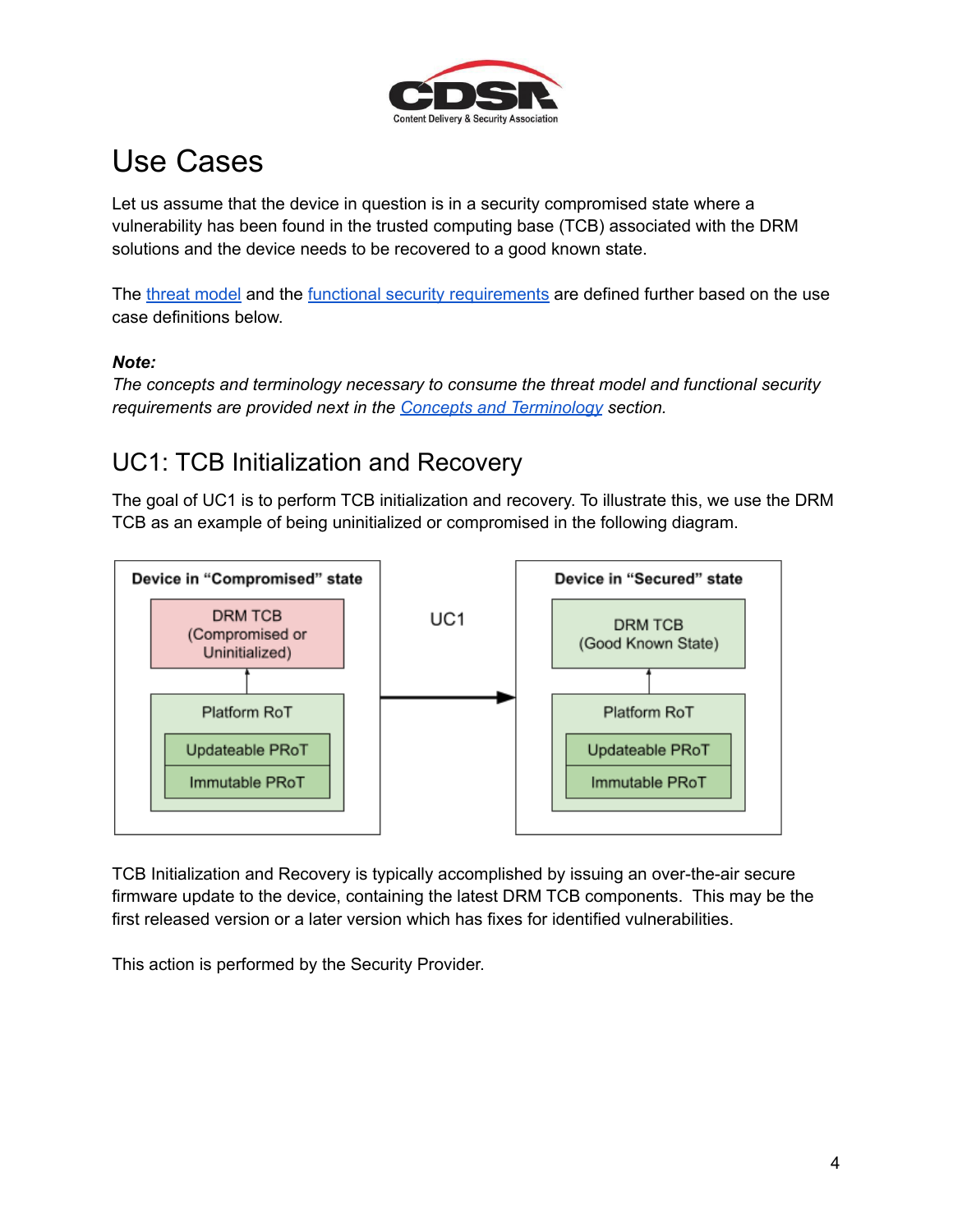# Use Cases

Let us assume that the device in question is in a security compromised state where a vulnerability has been found in the trusted computing base (TCB) associated with the DRM solutions and the device needs to be recovered to a good known state.

The threat model and the functional security requirements are defined further based on the use case definitions below.

***Note:***
*The concepts and terminology necessary to consume the threat model and functional security requirements are provided next in the Concepts and Terminology section.*

## UC1: TCB Initialization and Recovery

The goal of UC1 is to perform TCB initialization and recovery. To illustrate this, we use the DRM TCB as an example of being uninitialized or compromised in the following diagram.

TCB Initialization and Recovery is typically accomplished by issuing an over-the-air secure firmware update to the device, containing the latest DRM TCB components. This may be the first released version or a later version which has fixes for identified vulnerabilities.

This action is performed by the Security Provider.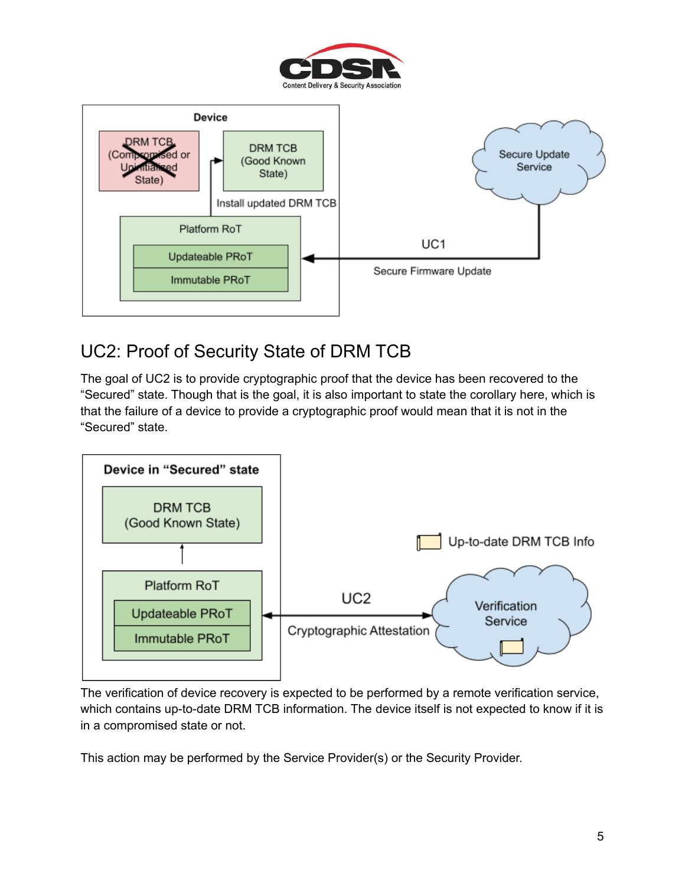## UC2: Proof of Security State of DRM TCB

The goal of UC2 is to provide cryptographic proof that the device has been recovered to the "Secured" state. Though that is the goal, it is also important to state the corollary here, which is that the failure of a device to provide a cryptographic proof would mean that it is not in the "Secured" state.

The verification of device recovery is expected to be performed by a remote verification service, which contains up-to-date DRM TCB information. The device itself is not expected to know if it is in a compromised state or not.

This action may be performed by the Service Provider(s) or the Security Provider.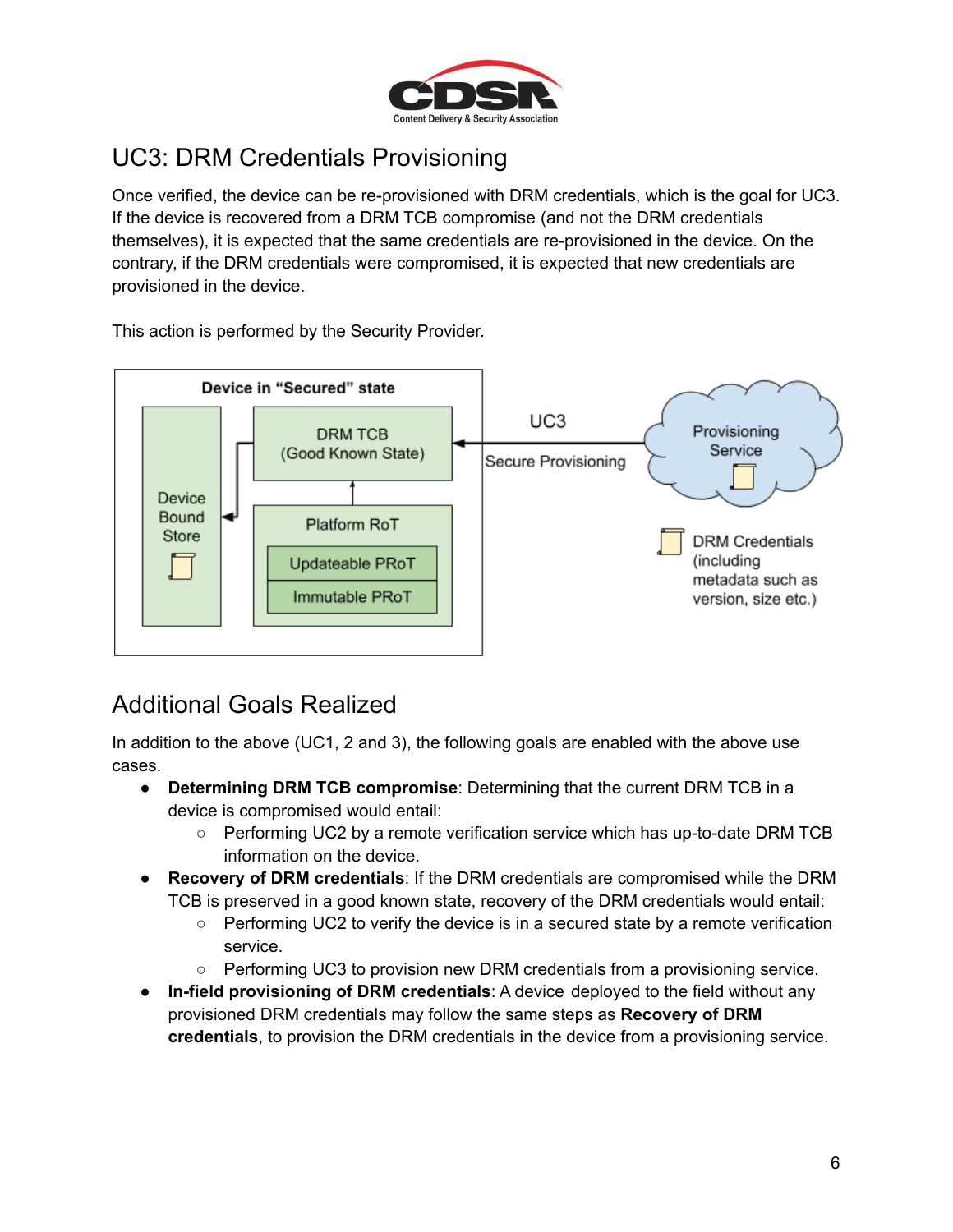## UC3: DRM Credentials Provisioning

Once verified, the device can be re-provisioned with DRM credentials, which is the goal for UC3. If the device is recovered from a DRM TCB compromise (and not the DRM credentials themselves), it is expected that the same credentials are re-provisioned in the device. On the contrary, if the DRM credentials were compromised, it is expected that new credentials are provisioned in the device.

This action is performed by the Security Provider.

## Additional Goals Realized

In addition to the above (UC1, 2 and 3), the following goals are enabled with the above use cases.

- **Determining DRM TCB compromise**: Determining that the current DRM TCB in a device is compromised would entail:
  - Performing UC2 by a remote verification service which has up-to-date DRM TCB information on the device.
- **Recovery of DRM credentials**: If the DRM credentials are compromised while the DRM TCB is preserved in a good known state, recovery of the DRM credentials would entail:
  - Performing UC2 to verify the device is in a secured state by a remote verification service.
  - Performing UC3 to provision new DRM credentials from a provisioning service.
- **In-field provisioning of DRM credentials**: A device deployed to the field without any provisioned DRM credentials may follow the same steps as **Recovery of DRM credentials**, to provision the DRM credentials in the device from a provisioning service.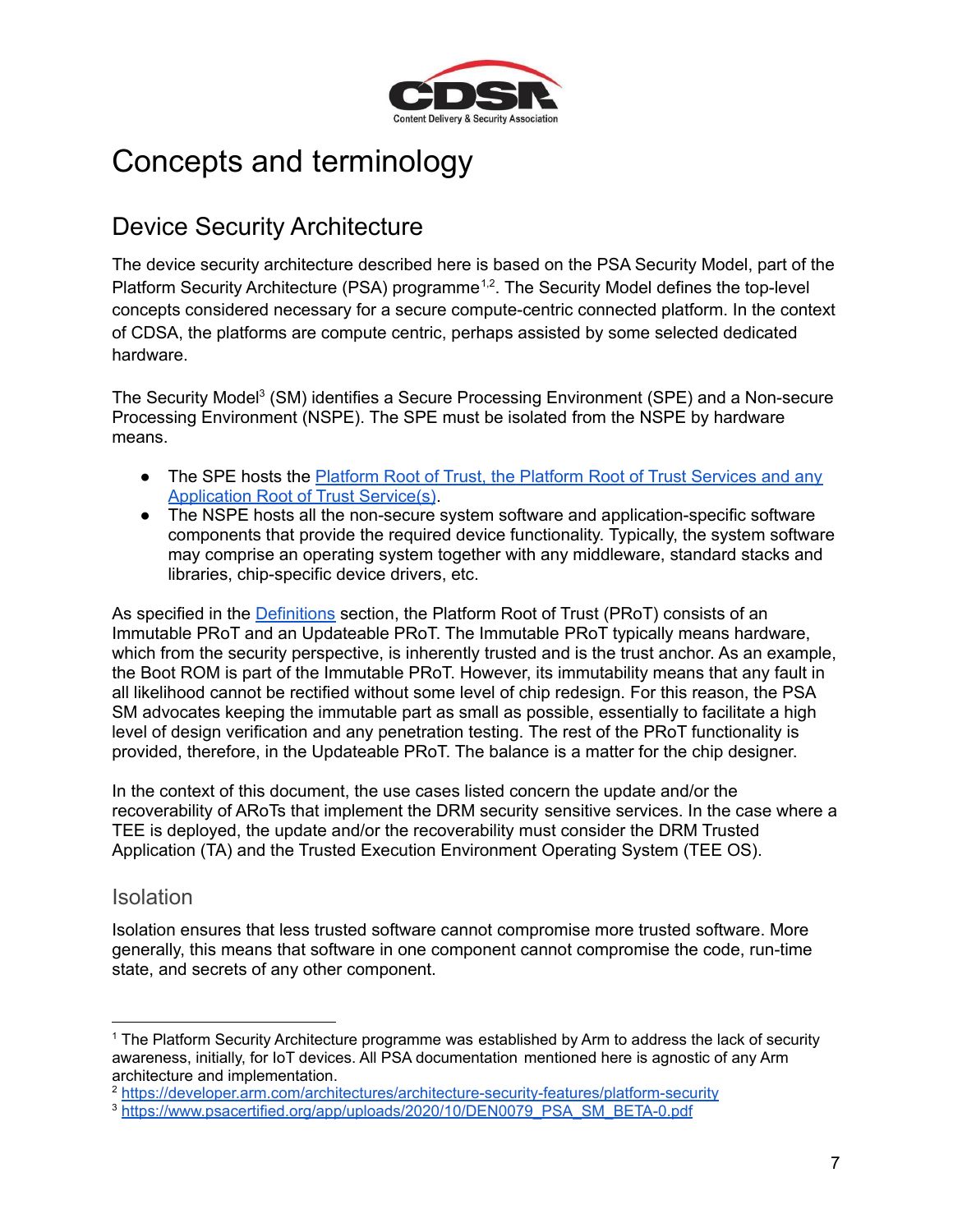# Concepts and terminology

## Device Security Architecture

The device security architecture described here is based on the PSA Security Model, part of the Platform Security Architecture (PSA) programme[1,2]. The Security Model defines the top-level concepts considered necessary for a secure compute-centric connected platform. In the context of CDSA, the platforms are compute centric, perhaps assisted by some selected dedicated hardware.

The Security Model[3] (SM) identifies a Secure Processing Environment (SPE) and a Non-secure Processing Environment (NSPE). The SPE must be isolated from the NSPE by hardware means.

- The SPE hosts the Platform Root of Trust, the Platform Root of Trust Services and any Application Root of Trust Service(s).
- The NSPE hosts all the non-secure system software and application-specific software components that provide the required device functionality. Typically, the system software may comprise an operating system together with any middleware, standard stacks and libraries, chip-specific device drivers, etc.

As specified in the Definitions section, the Platform Root of Trust (PRoT) consists of an Immutable PRoT and an Updateable PRoT. The Immutable PRoT typically means hardware, which from the security perspective, is inherently trusted and is the trust anchor. As an example, the Boot ROM is part of the Immutable PRoT. However, its immutability means that any fault in all likelihood cannot be rectified without some level of chip redesign. For this reason, the PSA SM advocates keeping the immutable part as small as possible, essentially to facilitate a high level of design verification and any penetration testing. The rest of the PRoT functionality is provided, therefore, in the Updateable PRoT. The balance is a matter for the chip designer.

In the context of this document, the use cases listed concern the update and/or the recoverability of ARoTs that implement the DRM security sensitive services. In the case where a TEE is deployed, the update and/or the recoverability must consider the DRM Trusted Application (TA) and the Trusted Execution Environment Operating System (TEE OS).

### Isolation

Isolation ensures that less trusted software cannot compromise more trusted software. More generally, this means that software in one component cannot compromise the code, run-time state, and secrets of any other component.

---

[1] The Platform Security Architecture programme was established by Arm to address the lack of security awareness, initially, for IoT devices. All PSA documentation mentioned here is agnostic of any Arm architecture and implementation.

[2] https://developer.arm.com/architectures/architecture-security-features/platform-security

[3] https://www.psacertified.org/app/uploads/2020/10/DEN0079_PSA_SM_BETA-0.pdf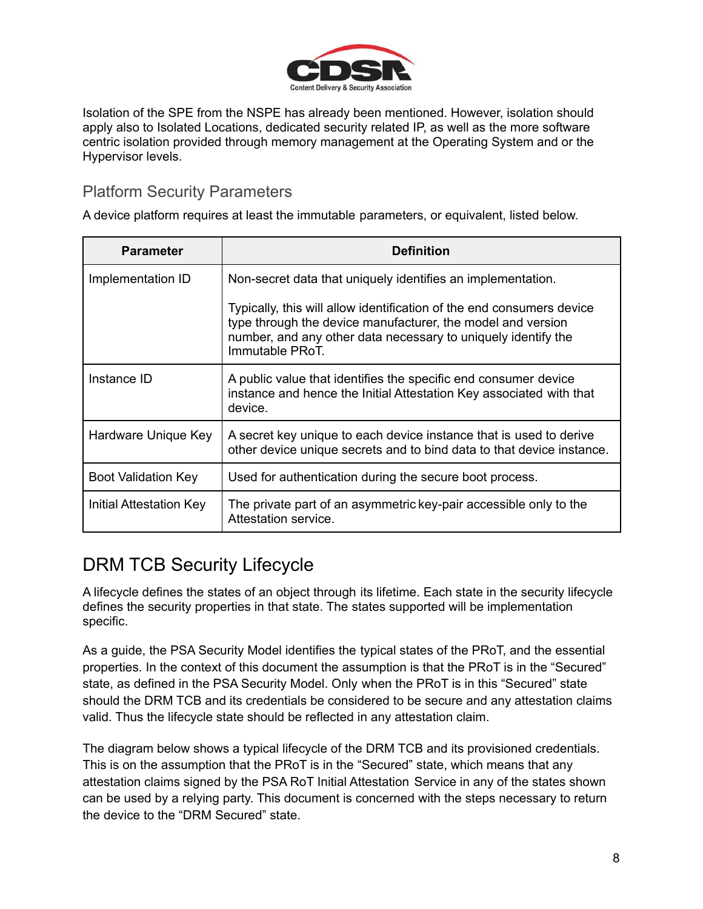Isolation of the SPE from the NSPE has already been mentioned. However, isolation should apply also to Isolated Locations, dedicated security related IP, as well as the more software centric isolation provided through memory management at the Operating System and or the Hypervisor levels.

### Platform Security Parameters

A device platform requires at least the immutable parameters, or equivalent, listed below.

| Parameter | Definition |
|---|---|
| Implementation ID | Non-secret data that uniquely identifies an implementation.<br><br>Typically, this will allow identification of the end consumers device type through the device manufacturer, the model and version number, and any other data necessary to uniquely identify the Immutable PRoT. |
| Instance ID | A public value that identifies the specific end consumer device instance and hence the Initial Attestation Key associated with that device. |
| Hardware Unique Key | A secret key unique to each device instance that is used to derive other device unique secrets and to bind data to that device instance. |
| Boot Validation Key | Used for authentication during the secure boot process. |
| Initial Attestation Key | The private part of an asymmetric key-pair accessible only to the Attestation service. |

## DRM TCB Security Lifecycle

A lifecycle defines the states of an object through its lifetime. Each state in the security lifecycle defines the security properties in that state. The states supported will be implementation specific.

As a guide, the PSA Security Model identifies the typical states of the PRoT, and the essential properties. In the context of this document the assumption is that the PRoT is in the “Secured” state, as defined in the PSA Security Model. Only when the PRoT is in this “Secured” state should the DRM TCB and its credentials be considered to be secure and any attestation claims valid. Thus the lifecycle state should be reflected in any attestation claim.

The diagram below shows a typical lifecycle of the DRM TCB and its provisioned credentials. This is on the assumption that the PRoT is in the “Secured” state, which means that any attestation claims signed by the PSA RoT Initial Attestation Service in any of the states shown can be used by a relying party. This document is concerned with the steps necessary to return the device to the “DRM Secured” state.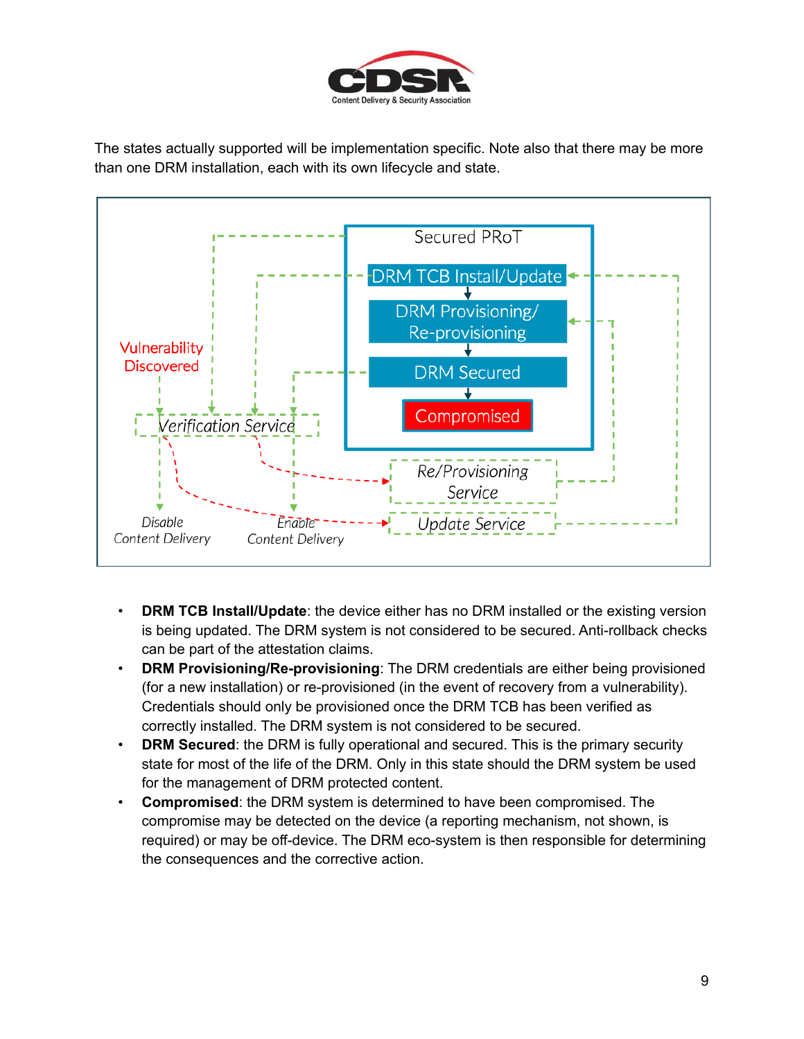The states actually supported will be implementation specific. Note also that there may be more than one DRM installation, each with its own lifecycle and state.

- **DRM TCB Install/Update**: the device either has no DRM installed or the existing version is being updated. The DRM system is not considered to be secured. Anti-rollback checks can be part of the attestation claims.
- **DRM Provisioning/Re-provisioning**: The DRM credentials are either being provisioned (for a new installation) or re-provisioned (in the event of recovery from a vulnerability). Credentials should only be provisioned once the DRM TCB has been verified as correctly installed. The DRM system is not considered to be secured.
- **DRM Secured**: the DRM is fully operational and secured. This is the primary security state for most of the life of the DRM. Only in this state should the DRM system be used for the management of DRM protected content.
- **Compromised**: the DRM system is determined to have been compromised. The compromise may be detected on the device (a reporting mechanism, not shown, is required) or may be off-device. The DRM eco-system is then responsible for determining the consequences and the corrective action.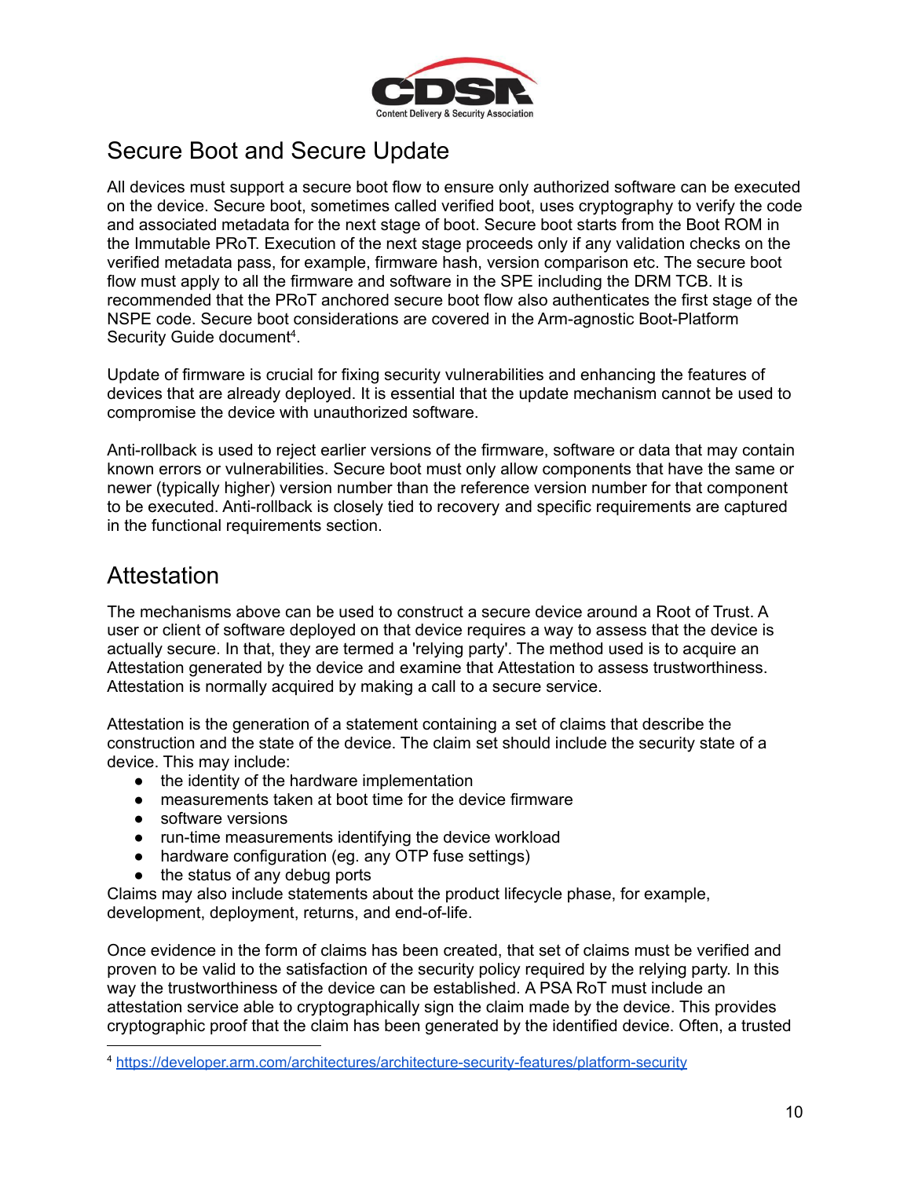## Secure Boot and Secure Update

All devices must support a secure boot flow to ensure only authorized software can be executed on the device. Secure boot, sometimes called verified boot, uses cryptography to verify the code and associated metadata for the next stage of boot. Secure boot starts from the Boot ROM in the Immutable PRoT. Execution of the next stage proceeds only if any validation checks on the verified metadata pass, for example, firmware hash, version comparison etc. The secure boot flow must apply to all the firmware and software in the SPE including the DRM TCB. It is recommended that the PRoT anchored secure boot flow also authenticates the first stage of the NSPE code. Secure boot considerations are covered in the Arm-agnostic Boot-Platform Security Guide document[4].

Update of firmware is crucial for fixing security vulnerabilities and enhancing the features of devices that are already deployed. It is essential that the update mechanism cannot be used to compromise the device with unauthorized software.

Anti-rollback is used to reject earlier versions of the firmware, software or data that may contain known errors or vulnerabilities. Secure boot must only allow components that have the same or newer (typically higher) version number than the reference version number for that component to be executed. Anti-rollback is closely tied to recovery and specific requirements are captured in the functional requirements section.

## Attestation

The mechanisms above can be used to construct a secure device around a Root of Trust. A user or client of software deployed on that device requires a way to assess that the device is actually secure. In that, they are termed a 'relying party'. The method used is to acquire an Attestation generated by the device and examine that Attestation to assess trustworthiness. Attestation is normally acquired by making a call to a secure service.

Attestation is the generation of a statement containing a set of claims that describe the construction and the state of the device. The claim set should include the security state of a device. This may include:

- the identity of the hardware implementation
- measurements taken at boot time for the device firmware
- software versions
- run-time measurements identifying the device workload
- hardware configuration (eg. any OTP fuse settings)
- the status of any debug ports

Claims may also include statements about the product lifecycle phase, for example, development, deployment, returns, and end-of-life.

Once evidence in the form of claims has been created, that set of claims must be verified and proven to be valid to the satisfaction of the security policy required by the relying party. In this way the trustworthiness of the device can be established. A PSA RoT must include an attestation service able to cryptographically sign the claim made by the device. This provides cryptographic proof that the claim has been generated by the identified device. Often, a trusted

---

[4] https://developer.arm.com/architectures/architecture-security-features/platform-security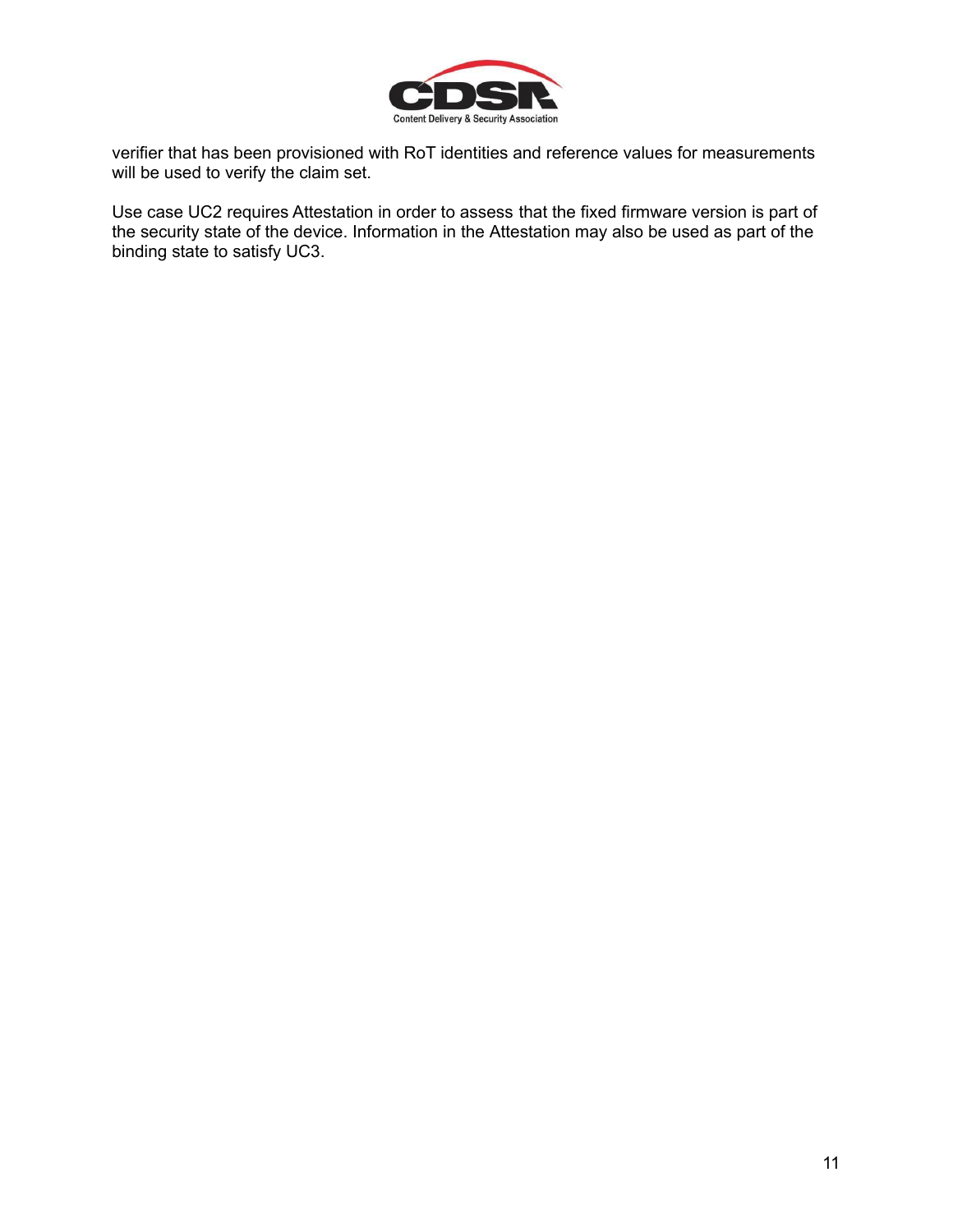verifier that has been provisioned with RoT identities and reference values for measurements will be used to verify the claim set.

Use case UC2 requires Attestation in order to assess that the fixed firmware version is part of the security state of the device. Information in the Attestation may also be used as part of the binding state to satisfy UC3.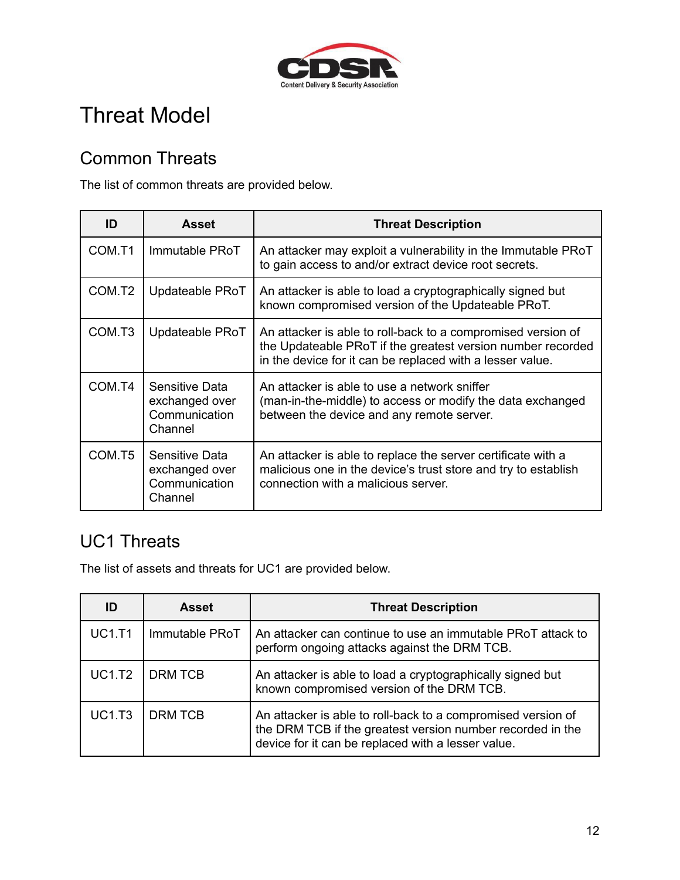# Threat Model

## Common Threats

The list of common threats are provided below.

| ID | Asset | Threat Description |
|---|---|---|
| COM.T1 | Immutable PRoT | An attacker may exploit a vulnerability in the Immutable PRoT to gain access to and/or extract device root secrets. |
| COM.T2 | Updateable PRoT | An attacker is able to load a cryptographically signed but known compromised version of the Updateable PRoT. |
| COM.T3 | Updateable PRoT | An attacker is able to roll-back to a compromised version of the Updateable PRoT if the greatest version number recorded in the device for it can be replaced with a lesser value. |
| COM.T4 | Sensitive Data exchanged over Communication Channel | An attacker is able to use a network sniffer (man-in-the-middle) to access or modify the data exchanged between the device and any remote server. |
| COM.T5 | Sensitive Data exchanged over Communication Channel | An attacker is able to replace the server certificate with a malicious one in the device's trust store and try to establish connection with a malicious server. |

## UC1 Threats

The list of assets and threats for UC1 are provided below.

| ID | Asset | Threat Description |
|---|---|---|
| UC1.T1 | Immutable PRoT | An attacker can continue to use an immutable PRoT attack to perform ongoing attacks against the DRM TCB. |
| UC1.T2 | DRM TCB | An attacker is able to load a cryptographically signed but known compromised version of the DRM TCB. |
| UC1.T3 | DRM TCB | An attacker is able to roll-back to a compromised version of the DRM TCB if the greatest version number recorded in the device for it can be replaced with a lesser value. |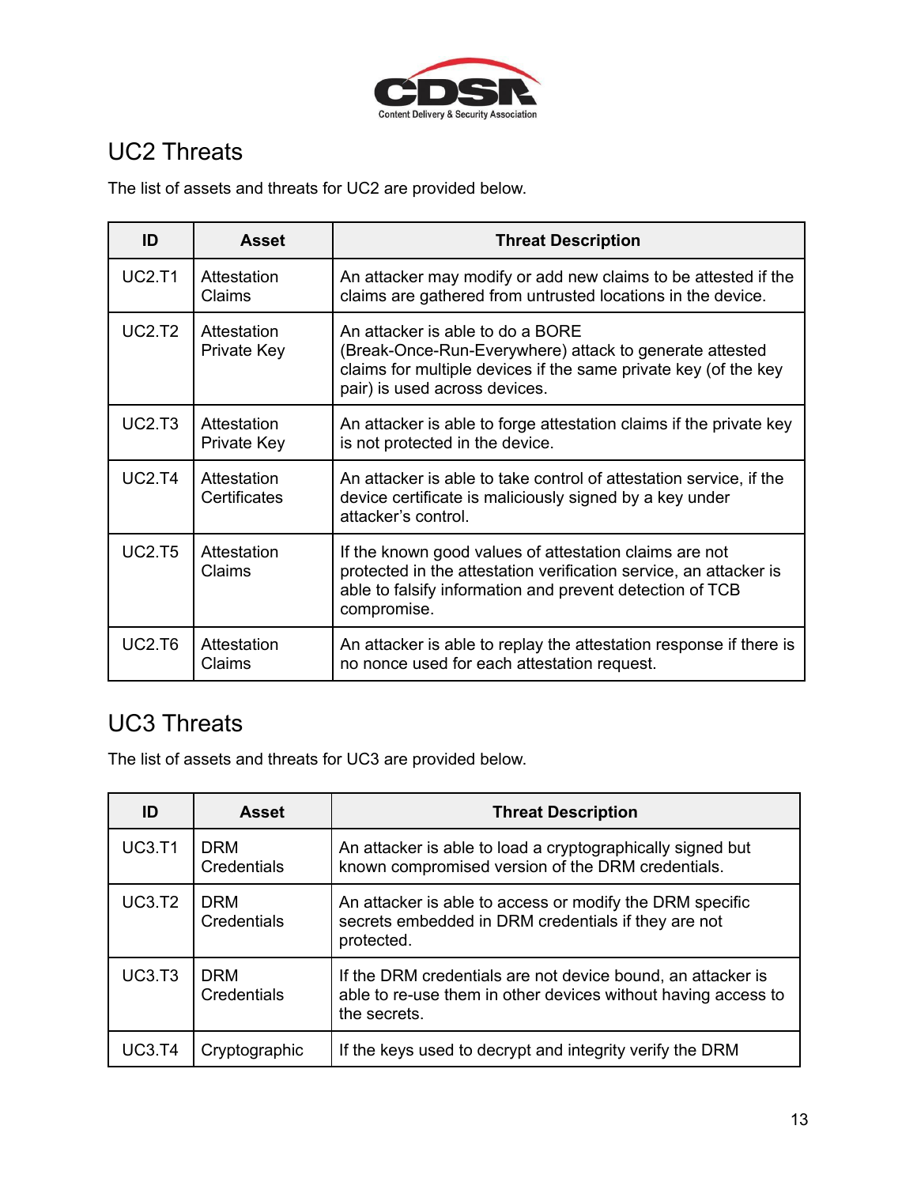## UC2 Threats

The list of assets and threats for UC2 are provided below.

| ID | Asset | Threat Description |
|---|---|---|
| UC2.T1 | Attestation Claims | An attacker may modify or add new claims to be attested if the claims are gathered from untrusted locations in the device. |
| UC2.T2 | Attestation Private Key | An attacker is able to do a BORE (Break-Once-Run-Everywhere) attack to generate attested claims for multiple devices if the same private key (of the key pair) is used across devices. |
| UC2.T3 | Attestation Private Key | An attacker is able to forge attestation claims if the private key is not protected in the device. |
| UC2.T4 | Attestation Certificates | An attacker is able to take control of attestation service, if the device certificate is maliciously signed by a key under attacker's control. |
| UC2.T5 | Attestation Claims | If the known good values of attestation claims are not protected in the attestation verification service, an attacker is able to falsify information and prevent detection of TCB compromise. |
| UC2.T6 | Attestation Claims | An attacker is able to replay the attestation response if there is no nonce used for each attestation request. |

## UC3 Threats

The list of assets and threats for UC3 are provided below.

| ID | Asset | Threat Description |
|---|---|---|
| UC3.T1 | DRM Credentials | An attacker is able to load a cryptographically signed but known compromised version of the DRM credentials. |
| UC3.T2 | DRM Credentials | An attacker is able to access or modify the DRM specific secrets embedded in DRM credentials if they are not protected. |
| UC3.T3 | DRM Credentials | If the DRM credentials are not device bound, an attacker is able to re-use them in other devices without having access to the secrets. |
| UC3.T4 | Cryptographic | If the keys used to decrypt and integrity verify the DRM |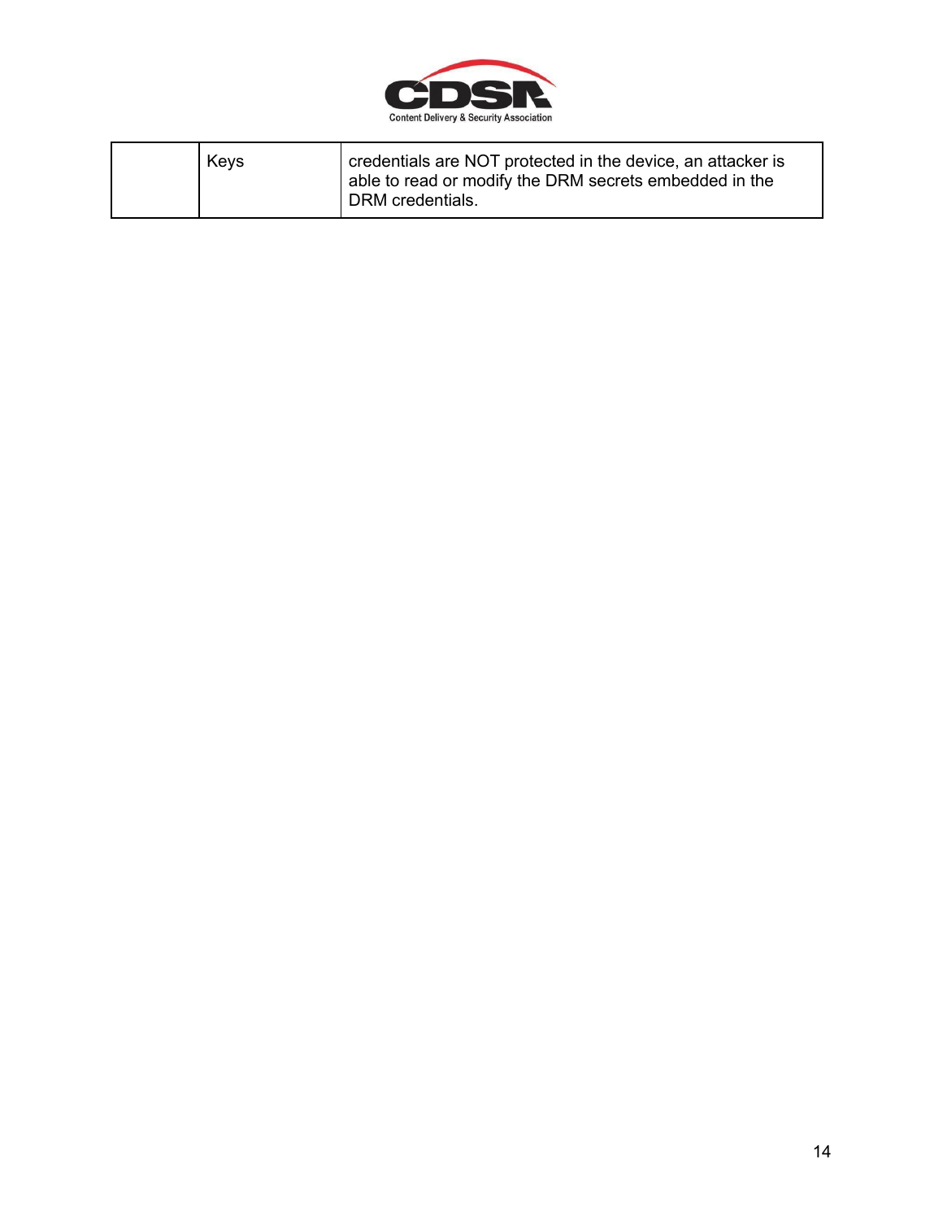| | | |
|---|---|---|
| | Keys | credentials are NOT protected in the device, an attacker is able to read or modify the DRM secrets embedded in the DRM credentials. |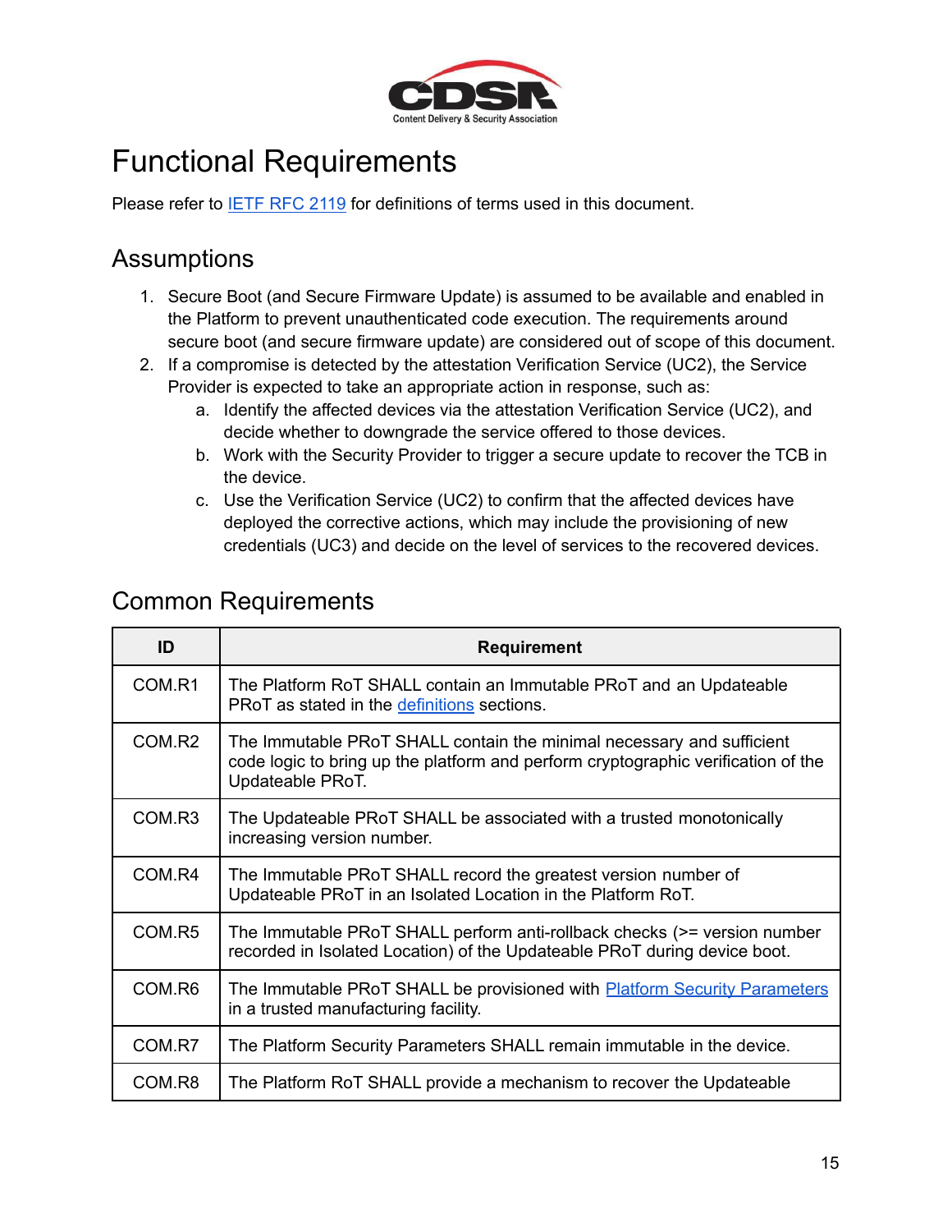# Functional Requirements

Please refer to [IETF RFC 2119](https://www.ietf.org/rfc/rfc2119.txt) for definitions of terms used in this document.

## Assumptions

1. Secure Boot (and Secure Firmware Update) is assumed to be available and enabled in the Platform to prevent unauthenticated code execution. The requirements around secure boot (and secure firmware update) are considered out of scope of this document.
2. If a compromise is detected by the attestation Verification Service (UC2), the Service Provider is expected to take an appropriate action in response, such as:
   a. Identify the affected devices via the attestation Verification Service (UC2), and decide whether to downgrade the service offered to those devices.
   b. Work with the Security Provider to trigger a secure update to recover the TCB in the device.
   c. Use the Verification Service (UC2) to confirm that the affected devices have deployed the corrective actions, which may include the provisioning of new credentials (UC3) and decide on the level of services to the recovered devices.

## Common Requirements

| ID | Requirement |
|---|---|
| COM.R1 | The Platform RoT SHALL contain an Immutable PRoT and an Updateable PRoT as stated in the definitions sections. |
| COM.R2 | The Immutable PRoT SHALL contain the minimal necessary and sufficient code logic to bring up the platform and perform cryptographic verification of the Updateable PRoT. |
| COM.R3 | The Updateable PRoT SHALL be associated with a trusted monotonically increasing version number. |
| COM.R4 | The Immutable PRoT SHALL record the greatest version number of Updateable PRoT in an Isolated Location in the Platform RoT. |
| COM.R5 | The Immutable PRoT SHALL perform anti-rollback checks (>= version number recorded in Isolated Location) of the Updateable PRoT during device boot. |
| COM.R6 | The Immutable PRoT SHALL be provisioned with Platform Security Parameters in a trusted manufacturing facility. |
| COM.R7 | The Platform Security Parameters SHALL remain immutable in the device. |
| COM.R8 | The Platform RoT SHALL provide a mechanism to recover the Updateable |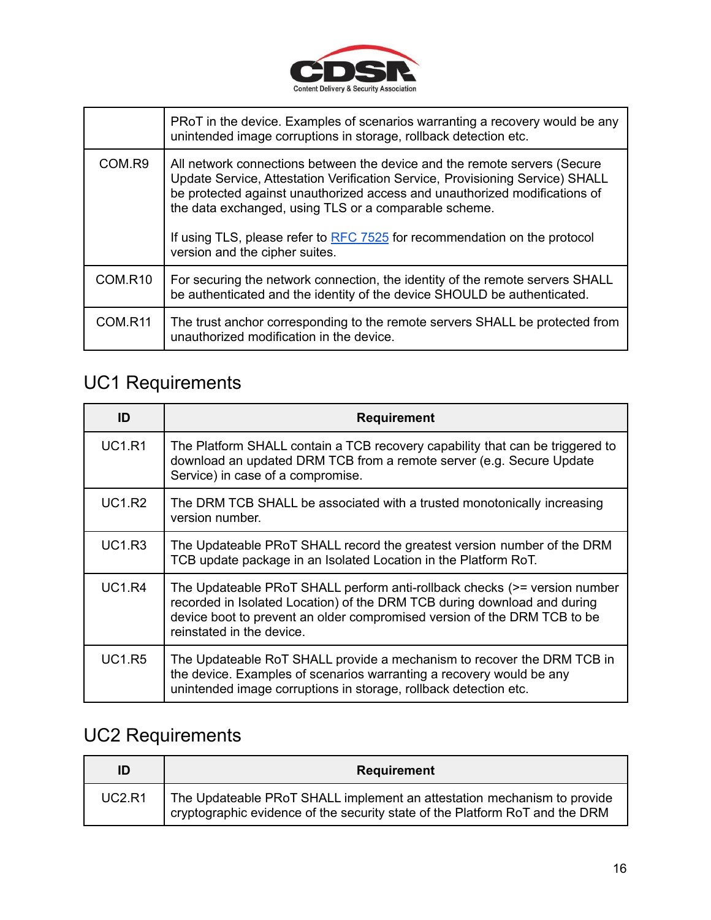| | |
|---|---|
| | PRoT in the device. Examples of scenarios warranting a recovery would be any unintended image corruptions in storage, rollback detection etc. |
| COM.R9 | All network connections between the device and the remote servers (Secure Update Service, Attestation Verification Service, Provisioning Service) SHALL be protected against unauthorized access and unauthorized modifications of the data exchanged, using TLS or a comparable scheme.<br><br>If using TLS, please refer to [RFC 7525](RFC 7525) for recommendation on the protocol version and the cipher suites. |
| COM.R10 | For securing the network connection, the identity of the remote servers SHALL be authenticated and the identity of the device SHOULD be authenticated. |
| COM.R11 | The trust anchor corresponding to the remote servers SHALL be protected from unauthorized modification in the device. |

## UC1 Requirements

| ID | Requirement |
|---|---|
| UC1.R1 | The Platform SHALL contain a TCB recovery capability that can be triggered to download an updated DRM TCB from a remote server (e.g. Secure Update Service) in case of a compromise. |
| UC1.R2 | The DRM TCB SHALL be associated with a trusted monotonically increasing version number. |
| UC1.R3 | The Updateable PRoT SHALL record the greatest version number of the DRM TCB update package in an Isolated Location in the Platform RoT. |
| UC1.R4 | The Updateable PRoT SHALL perform anti-rollback checks (>= version number recorded in Isolated Location) of the DRM TCB during download and during device boot to prevent an older compromised version of the DRM TCB to be reinstated in the device. |
| UC1.R5 | The Updateable RoT SHALL provide a mechanism to recover the DRM TCB in the device. Examples of scenarios warranting a recovery would be any unintended image corruptions in storage, rollback detection etc. |

## UC2 Requirements

| ID | Requirement |
|---|---|
| UC2.R1 | The Updateable PRoT SHALL implement an attestation mechanism to provide cryptographic evidence of the security state of the Platform RoT and the DRM |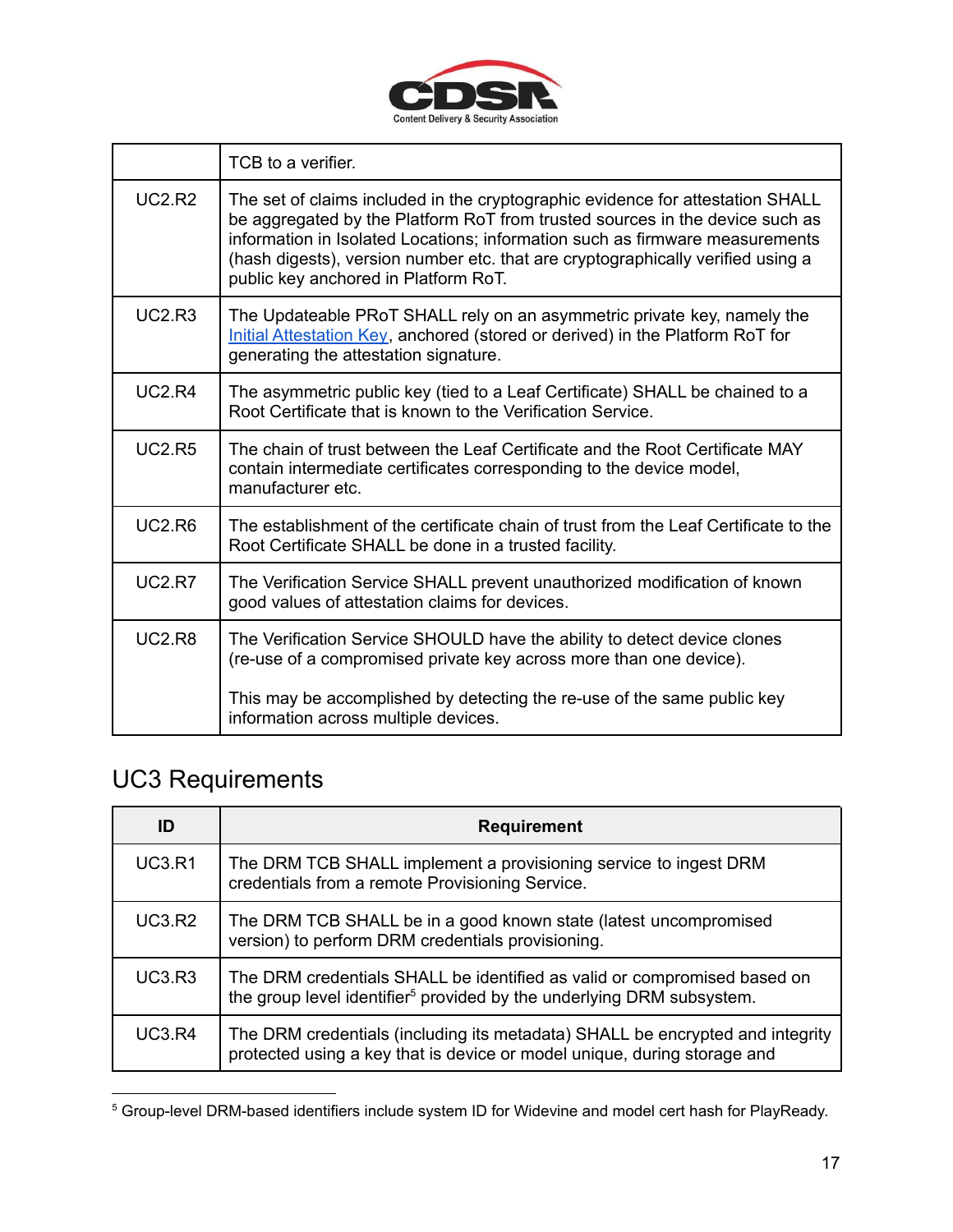|  |  |
| --- | --- |
|  | TCB to a verifier. |
| UC2.R2 | The set of claims included in the cryptographic evidence for attestation SHALL be aggregated by the Platform RoT from trusted sources in the device such as information in Isolated Locations; information such as firmware measurements (hash digests), version number etc. that are cryptographically verified using a public key anchored in Platform RoT. |
| UC2.R3 | The Updateable PRoT SHALL rely on an asymmetric private key, namely the Initial Attestation Key, anchored (stored or derived) in the Platform RoT for generating the attestation signature. |
| UC2.R4 | The asymmetric public key (tied to a Leaf Certificate) SHALL be chained to a Root Certificate that is known to the Verification Service. |
| UC2.R5 | The chain of trust between the Leaf Certificate and the Root Certificate MAY contain intermediate certificates corresponding to the device model, manufacturer etc. |
| UC2.R6 | The establishment of the certificate chain of trust from the Leaf Certificate to the Root Certificate SHALL be done in a trusted facility. |
| UC2.R7 | The Verification Service SHALL prevent unauthorized modification of known good values of attestation claims for devices. |
| UC2.R8 | The Verification Service SHOULD have the ability to detect device clones (re-use of a compromised private key across more than one device).<br><br>This may be accomplished by detecting the re-use of the same public key information across multiple devices. |

## UC3 Requirements

| ID | Requirement |
| --- | --- |
| UC3.R1 | The DRM TCB SHALL implement a provisioning service to ingest DRM credentials from a remote Provisioning Service. |
| UC3.R2 | The DRM TCB SHALL be in a good known state (latest uncompromised version) to perform DRM credentials provisioning. |
| UC3.R3 | The DRM credentials SHALL be identified as valid or compromised based on the group level identifier[5] provided by the underlying DRM subsystem. |
| UC3.R4 | The DRM credentials (including its metadata) SHALL be encrypted and integrity protected using a key that is device or model unique, during storage and |

[5] Group-level DRM-based identifiers include system ID for Widevine and model cert hash for PlayReady.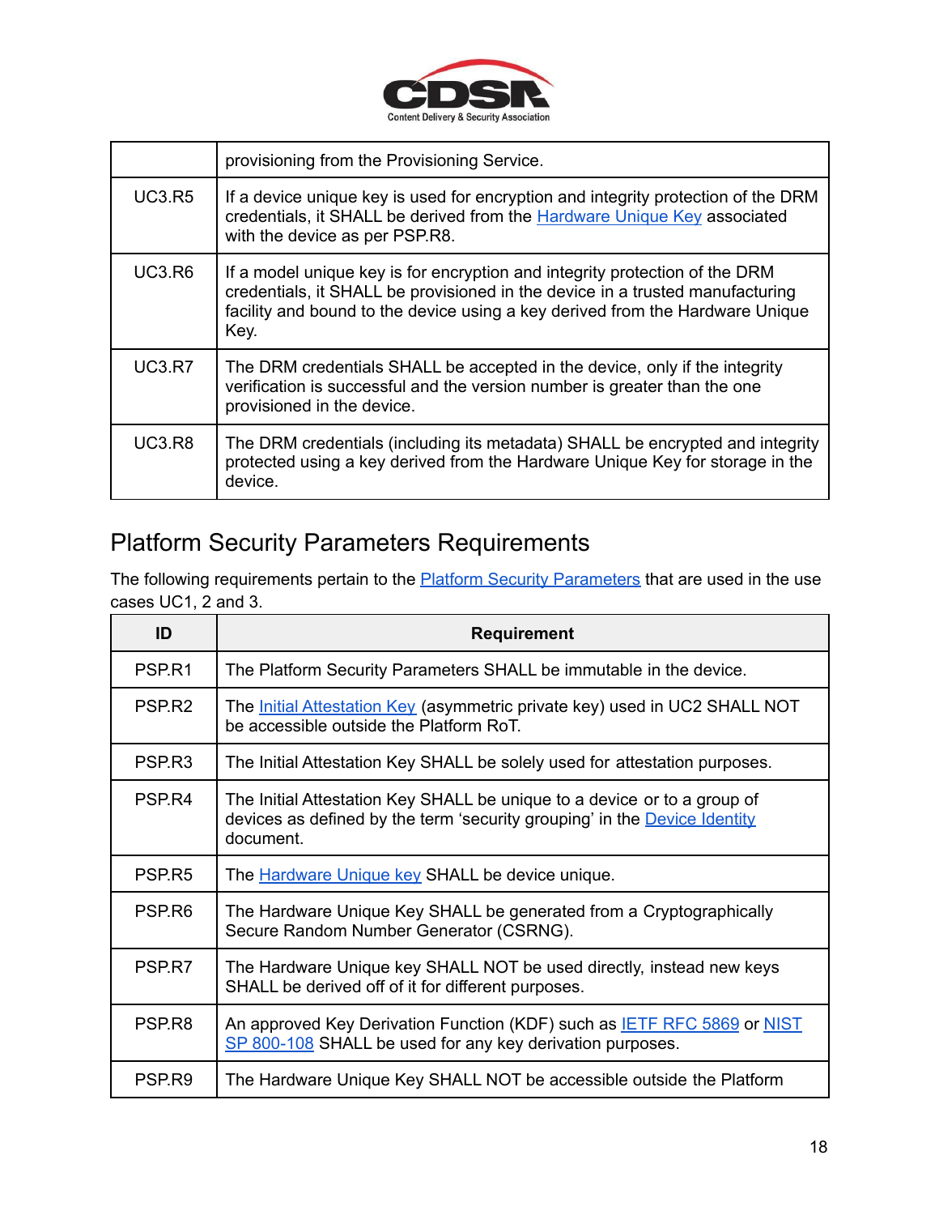| | |
|---|---|
| | provisioning from the Provisioning Service. |
| UC3.R5 | If a device unique key is used for encryption and integrity protection of the DRM credentials, it SHALL be derived from the Hardware Unique Key associated with the device as per PSP.R8. |
| UC3.R6 | If a model unique key is for encryption and integrity protection of the DRM credentials, it SHALL be provisioned in the device in a trusted manufacturing facility and bound to the device using a key derived from the Hardware Unique Key. |
| UC3.R7 | The DRM credentials SHALL be accepted in the device, only if the integrity verification is successful and the version number is greater than the one provisioned in the device. |
| UC3.R8 | The DRM credentials (including its metadata) SHALL be encrypted and integrity protected using a key derived from the Hardware Unique Key for storage in the device. |

## Platform Security Parameters Requirements

The following requirements pertain to the Platform Security Parameters that are used in the use cases UC1, 2 and 3.

| ID | Requirement |
|---|---|
| PSP.R1 | The Platform Security Parameters SHALL be immutable in the device. |
| PSP.R2 | The Initial Attestation Key (asymmetric private key) used in UC2 SHALL NOT be accessible outside the Platform RoT. |
| PSP.R3 | The Initial Attestation Key SHALL be solely used for attestation purposes. |
| PSP.R4 | The Initial Attestation Key SHALL be unique to a device or to a group of devices as defined by the term 'security grouping' in the Device Identity document. |
| PSP.R5 | The Hardware Unique key SHALL be device unique. |
| PSP.R6 | The Hardware Unique Key SHALL be generated from a Cryptographically Secure Random Number Generator (CSRNG). |
| PSP.R7 | The Hardware Unique key SHALL NOT be used directly, instead new keys SHALL be derived off of it for different purposes. |
| PSP.R8 | An approved Key Derivation Function (KDF) such as IETF RFC 5869 or NIST SP 800-108 SHALL be used for any key derivation purposes. |
| PSP.R9 | The Hardware Unique Key SHALL NOT be accessible outside the Platform |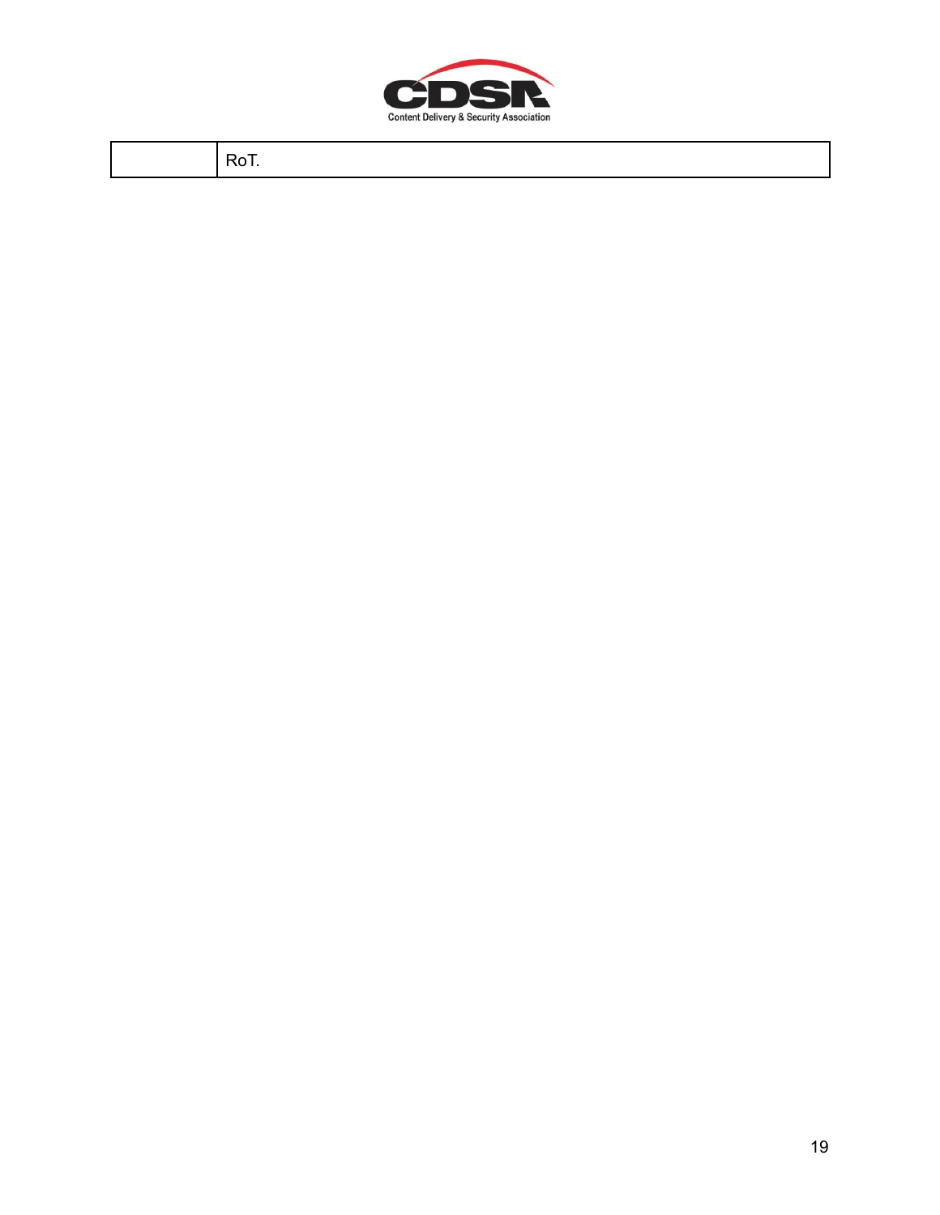|  | RoT. |
|---|---|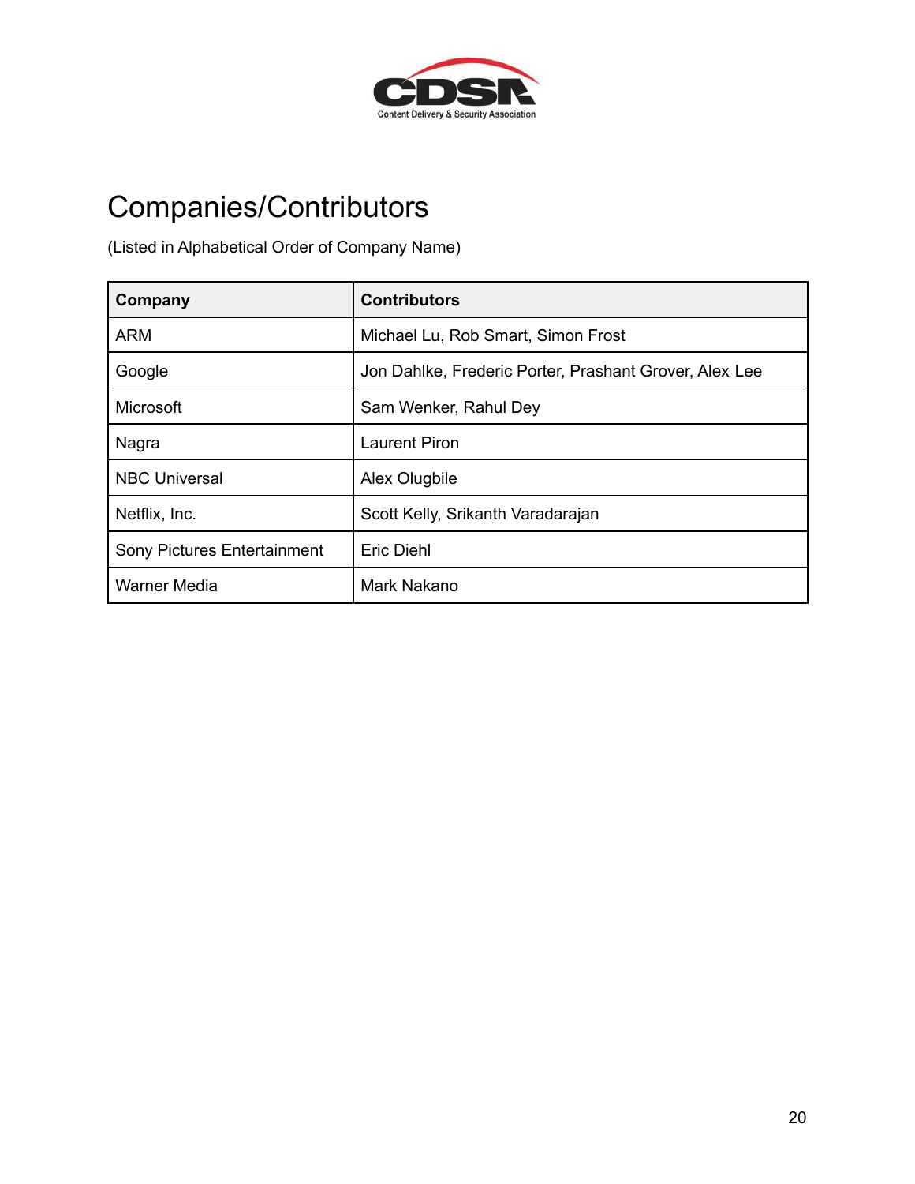# Companies/Contributors

(Listed in Alphabetical Order of Company Name)

| Company | Contributors |
|---|---|
| ARM | Michael Lu, Rob Smart, Simon Frost |
| Google | Jon Dahlke, Frederic Porter, Prashant Grover, Alex Lee |
| Microsoft | Sam Wenker, Rahul Dey |
| Nagra | Laurent Piron |
| NBC Universal | Alex Olugbile |
| Netflix, Inc. | Scott Kelly, Srikanth Varadarajan |
| Sony Pictures Entertainment | Eric Diehl |
| Warner Media | Mark Nakano |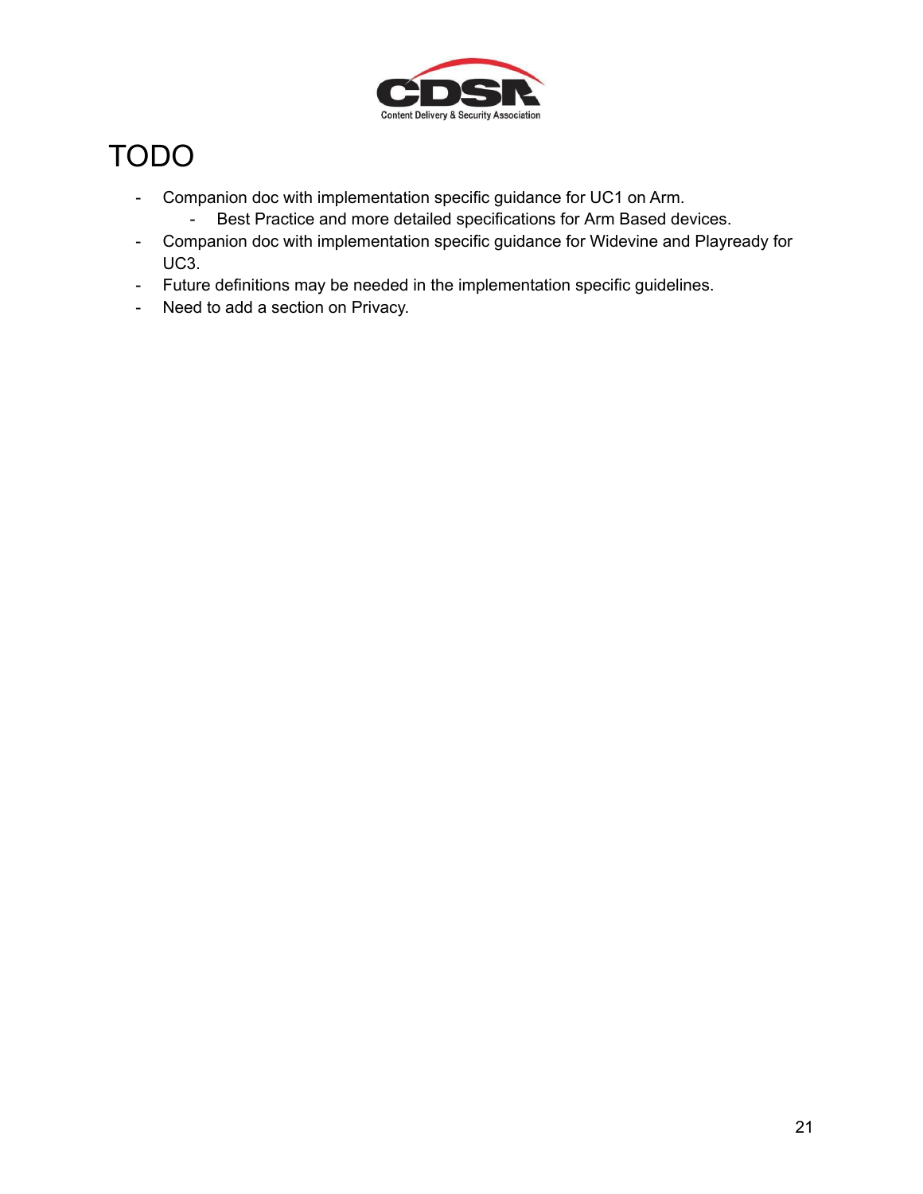# TODO

- Companion doc with implementation specific guidance for UC1 on Arm.
    - Best Practice and more detailed specifications for Arm Based devices.
- Companion doc with implementation specific guidance for Widevine and Playready for UC3.
- Future definitions may be needed in the implementation specific guidelines.
- Need to add a section on Privacy.